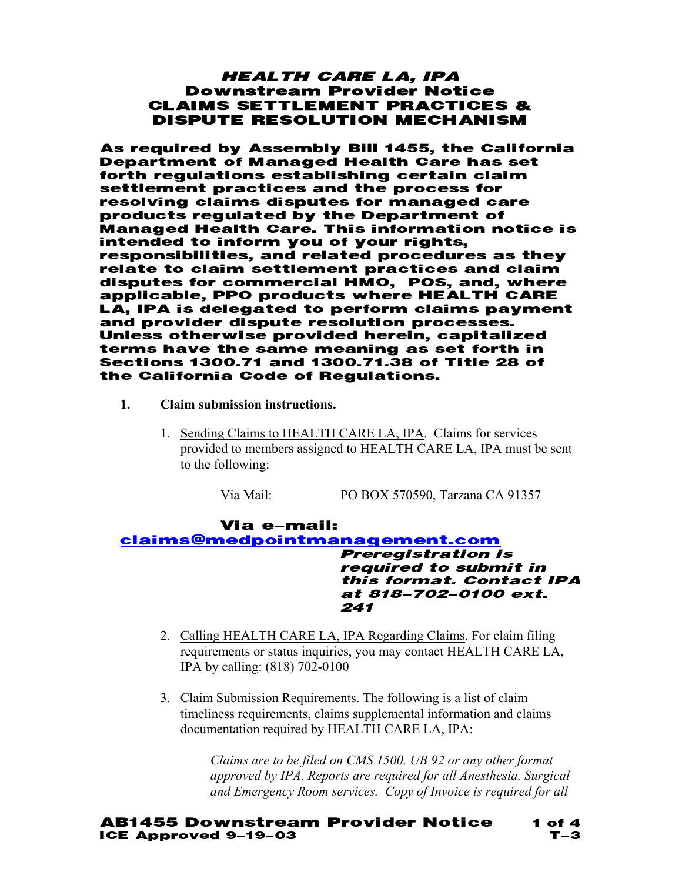# *HEALTH CARE LA, IPA*
## Downstream Provider Notice
## CLAIMS SETTLEMENT PRACTICES & DISPUTE RESOLUTION MECHANISM

**As required by Assembly Bill 1455, the California Department of Managed Health Care has set forth regulations establishing certain claim settlement practices and the process for resolving claims disputes for managed care products regulated by the Department of Managed Health Care. This information notice is intended to inform you of your rights, responsibilities, and related procedures as they relate to claim settlement practices and claim disputes for commercial HMO, POS, and, where applicable, PPO products where HEALTH CARE LA, IPA is delegated to perform claims payment and provider dispute resolution processes. Unless otherwise provided herein, capitalized terms have the same meaning as set forth in Sections 1300.71 and 1300.71.38 of Title 28 of the California Code of Regulations.**

1. **Claim submission instructions.**

   1. Sending Claims to HEALTH CARE LA, IPA. Claims for services provided to members assigned to HEALTH CARE LA, IPA must be sent to the following:

      Via Mail: PO BOX 570590, Tarzana CA 91357

      **Via e-mail:** **claims@medpointmanagement.com** ***Preregistration is required to submit in this format. Contact IPA at 818-702-0100 ext. 241***

   2. Calling HEALTH CARE LA, IPA Regarding Claims. For claim filing requirements or status inquiries, you may contact HEALTH CARE LA, IPA by calling: (818) 702-0100

   3. Claim Submission Requirements. The following is a list of claim timeliness requirements, claims supplemental information and claims documentation required by HEALTH CARE LA, IPA:

      *Claims are to be filed on CMS 1500, UB 92 or any other format approved by IPA. Reports are required for all Anesthesia, Surgical and Emergency Room services. Copy of Invoice is required for all*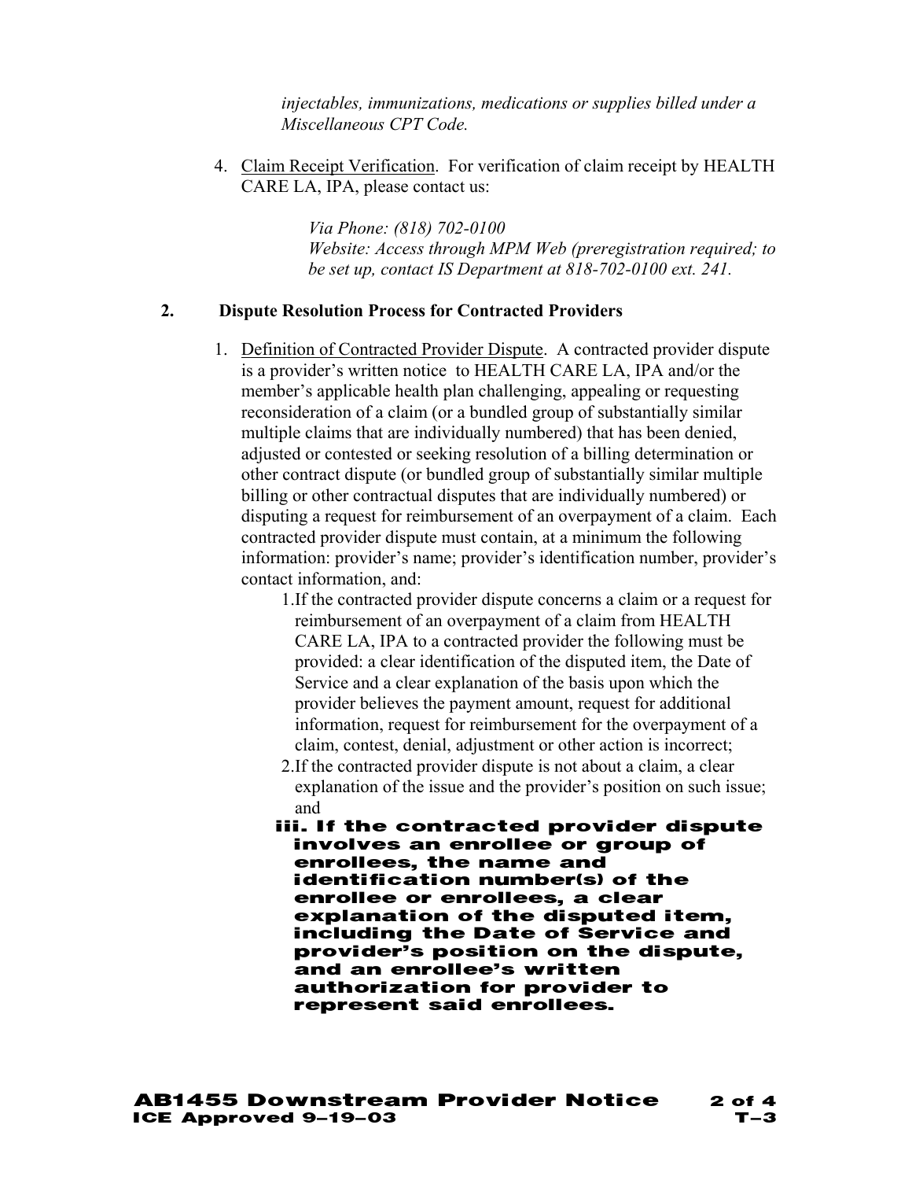*injectables, immunizations, medications or supplies billed under a Miscellaneous CPT Code.*

4. Claim Receipt Verification. For verification of claim receipt by HEALTH CARE LA, IPA, please contact us:

   *Via Phone: (818) 702-0100*
   *Website: Access through MPM Web (preregistration required; to be set up, contact IS Department at 818-702-0100 ext. 241.*

## 2. Dispute Resolution Process for Contracted Providers

1. Definition of Contracted Provider Dispute. A contracted provider dispute is a provider's written notice to HEALTH CARE LA, IPA and/or the member's applicable health plan challenging, appealing or requesting reconsideration of a claim (or a bundled group of substantially similar multiple claims that are individually numbered) that has been denied, adjusted or contested or seeking resolution of a billing determination or other contract dispute (or bundled group of substantially similar multiple billing or other contractual disputes that are individually numbered) or disputing a request for reimbursement of an overpayment of a claim. Each contracted provider dispute must contain, at a minimum the following information: provider's name; provider's identification number, provider's contact information, and:
   1. If the contracted provider dispute concerns a claim or a request for reimbursement of an overpayment of a claim from HEALTH CARE LA, IPA to a contracted provider the following must be provided: a clear identification of the disputed item, the Date of Service and a clear explanation of the basis upon which the provider believes the payment amount, request for additional information, request for reimbursement for the overpayment of a claim, contest, denial, adjustment or other action is incorrect;
   2. If the contracted provider dispute is not about a claim, a clear explanation of the issue and the provider's position on such issue; and

   **iii. If the contracted provider dispute involves an enrollee or group of enrollees, the name and identification number(s) of the enrollee or enrollees, a clear explanation of the disputed item, including the Date of Service and provider's position on the dispute, and an enrollee's written authorization for provider to represent said enrollees.**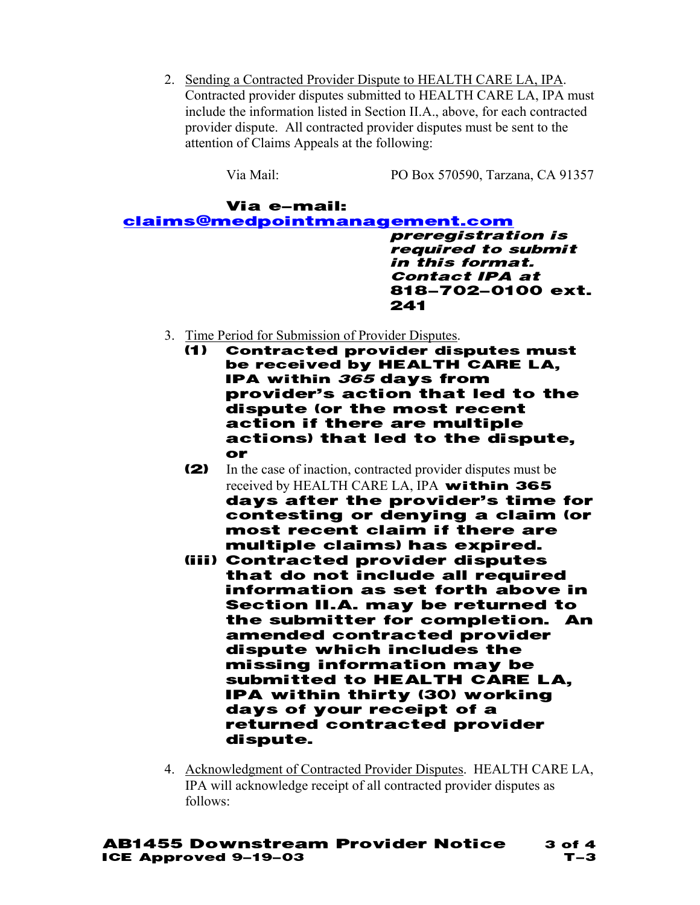2. <u>Sending a Contracted Provider Dispute to HEALTH CARE LA, IPA</u>. Contracted provider disputes submitted to HEALTH CARE LA, IPA must include the information listed in Section II.A., above, for each contracted provider dispute. All contracted provider disputes must be sent to the attention of Claims Appeals at the following:

   Via Mail: PO Box 570590, Tarzana, CA 91357

   **Via e-mail: claims@medpointmanagement.com** ***preregistration is required to submit in this format. Contact IPA at*** **818-702-0100 ext. 241**

3. <u>Time Period for Submission of Provider Disputes</u>.
   **(1) Contracted provider disputes must be received by HEALTH CARE LA, IPA within *365* days from provider's action that led to the dispute (or the most recent action if there are multiple actions) that led to the dispute, or**
   **(2)** In the case of inaction, contracted provider disputes must be received by HEALTH CARE LA, IPA **within 365 days after the provider's time for contesting or denying a claim (or most recent claim if there are multiple claims) has expired.**
   **(iii) Contracted provider disputes that do not include all required information as set forth above in Section II.A. may be returned to the submitter for completion. An amended contracted provider dispute which includes the missing information may be submitted to HEALTH CARE LA, IPA within thirty (30) working days of your receipt of a returned contracted provider dispute.**

4. <u>Acknowledgment of Contracted Provider Disputes</u>. HEALTH CARE LA, IPA will acknowledge receipt of all contracted provider disputes as follows:

**AB1455 Downstream Provider Notice**
**ICE Approved 9-19-03**
**T-3**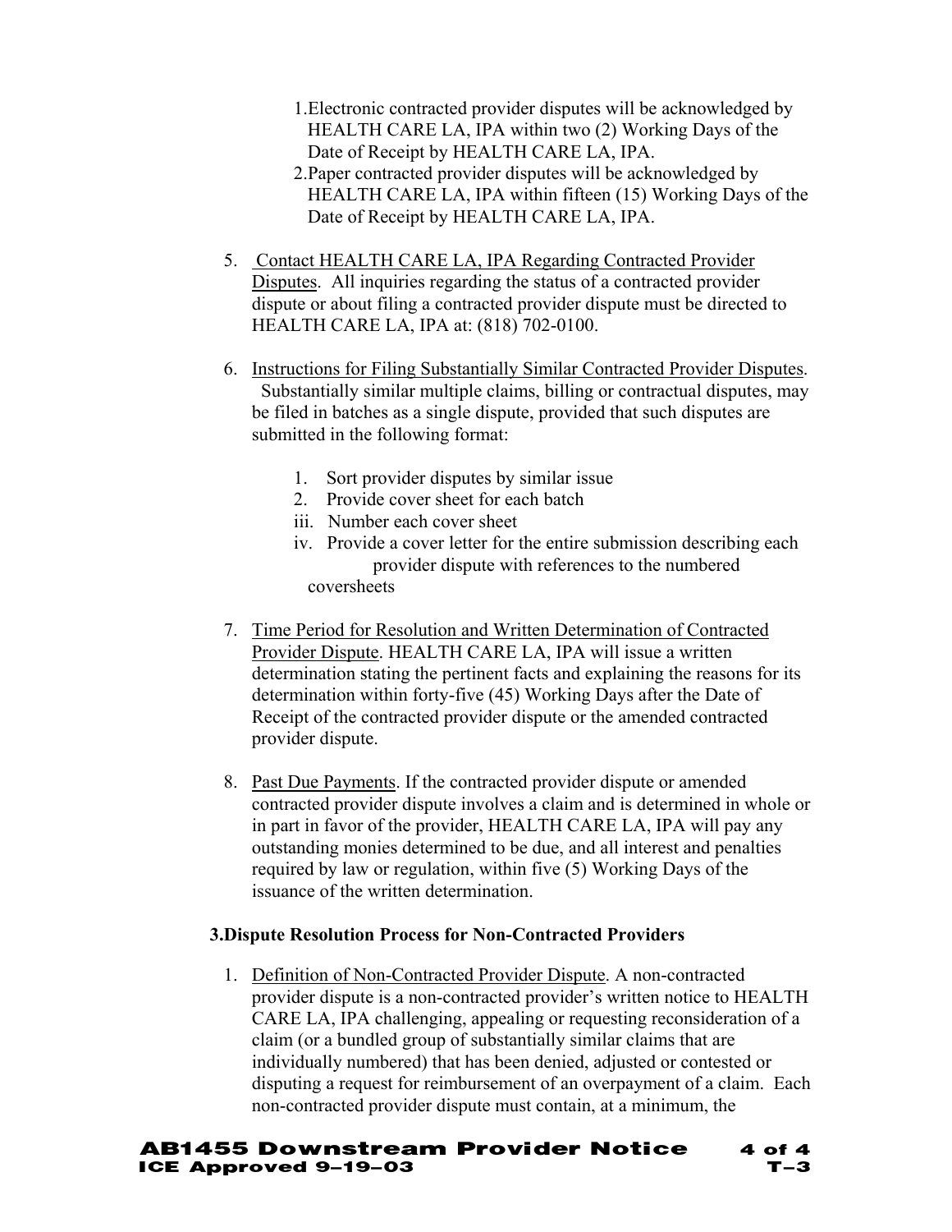1. Electronic contracted provider disputes will be acknowledged by HEALTH CARE LA, IPA within two (2) Working Days of the Date of Receipt by HEALTH CARE LA, IPA.
2. Paper contracted provider disputes will be acknowledged by HEALTH CARE LA, IPA within fifteen (15) Working Days of the Date of Receipt by HEALTH CARE LA, IPA.

5. Contact HEALTH CARE LA, IPA Regarding Contracted Provider Disputes. All inquiries regarding the status of a contracted provider dispute or about filing a contracted provider dispute must be directed to HEALTH CARE LA, IPA at: (818) 702-0100.

6. Instructions for Filing Substantially Similar Contracted Provider Disputes. Substantially similar multiple claims, billing or contractual disputes, may be filed in batches as a single dispute, provided that such disputes are submitted in the following format:

   1. Sort provider disputes by similar issue
   2. Provide cover sheet for each batch
   iii. Number each cover sheet
   iv. Provide a cover letter for the entire submission describing each provider dispute with references to the numbered coversheets

7. Time Period for Resolution and Written Determination of Contracted Provider Dispute. HEALTH CARE LA, IPA will issue a written determination stating the pertinent facts and explaining the reasons for its determination within forty-five (45) Working Days after the Date of Receipt of the contracted provider dispute or the amended contracted provider dispute.

8. Past Due Payments. If the contracted provider dispute or amended contracted provider dispute involves a claim and is determined in whole or in part in favor of the provider, HEALTH CARE LA, IPA will pay any outstanding monies determined to be due, and all interest and penalties required by law or regulation, within five (5) Working Days of the issuance of the written determination.

**3. Dispute Resolution Process for Non-Contracted Providers**

1. Definition of Non-Contracted Provider Dispute. A non-contracted provider dispute is a non-contracted provider's written notice to HEALTH CARE LA, IPA challenging, appealing or requesting reconsideration of a claim (or a bundled group of substantially similar claims that are individually numbered) that has been denied, adjusted or contested or disputing a request for reimbursement of an overpayment of a claim. Each non-contracted provider dispute must contain, at a minimum, the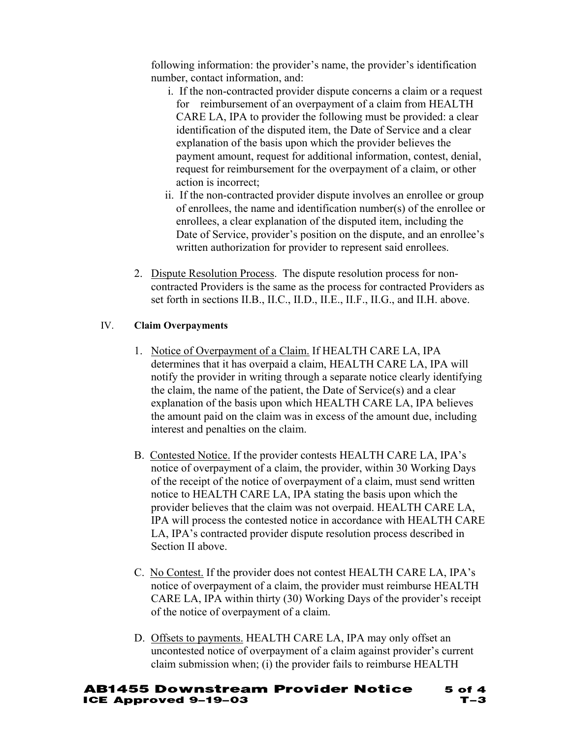following information: the provider's name, the provider's identification number, contact information, and:

i. If the non-contracted provider dispute concerns a claim or a request for reimbursement of an overpayment of a claim from HEALTH CARE LA, IPA to provider the following must be provided: a clear identification of the disputed item, the Date of Service and a clear explanation of the basis upon which the provider believes the payment amount, request for additional information, contest, denial, request for reimbursement for the overpayment of a claim, or other action is incorrect;

ii. If the non-contracted provider dispute involves an enrollee or group of enrollees, the name and identification number(s) of the enrollee or enrollees, a clear explanation of the disputed item, including the Date of Service, provider's position on the dispute, and an enrollee's written authorization for provider to represent said enrollees.

2. Dispute Resolution Process. The dispute resolution process for non-contracted Providers is the same as the process for contracted Providers as set forth in sections II.B., II.C., II.D., II.E., II.F., II.G., and II.H. above.

IV. **Claim Overpayments**

1. Notice of Overpayment of a Claim. If HEALTH CARE LA, IPA determines that it has overpaid a claim, HEALTH CARE LA, IPA will notify the provider in writing through a separate notice clearly identifying the claim, the name of the patient, the Date of Service(s) and a clear explanation of the basis upon which HEALTH CARE LA, IPA believes the amount paid on the claim was in excess of the amount due, including interest and penalties on the claim.

B. Contested Notice. If the provider contests HEALTH CARE LA, IPA's notice of overpayment of a claim, the provider, within 30 Working Days of the receipt of the notice of overpayment of a claim, must send written notice to HEALTH CARE LA, IPA stating the basis upon which the provider believes that the claim was not overpaid. HEALTH CARE LA, IPA will process the contested notice in accordance with HEALTH CARE LA, IPA's contracted provider dispute resolution process described in Section II above.

C. No Contest. If the provider does not contest HEALTH CARE LA, IPA's notice of overpayment of a claim, the provider must reimburse HEALTH CARE LA, IPA within thirty (30) Working Days of the provider's receipt of the notice of overpayment of a claim.

D. Offsets to payments. HEALTH CARE LA, IPA may only offset an uncontested notice of overpayment of a claim against provider's current claim submission when; (i) the provider fails to reimburse HEALTH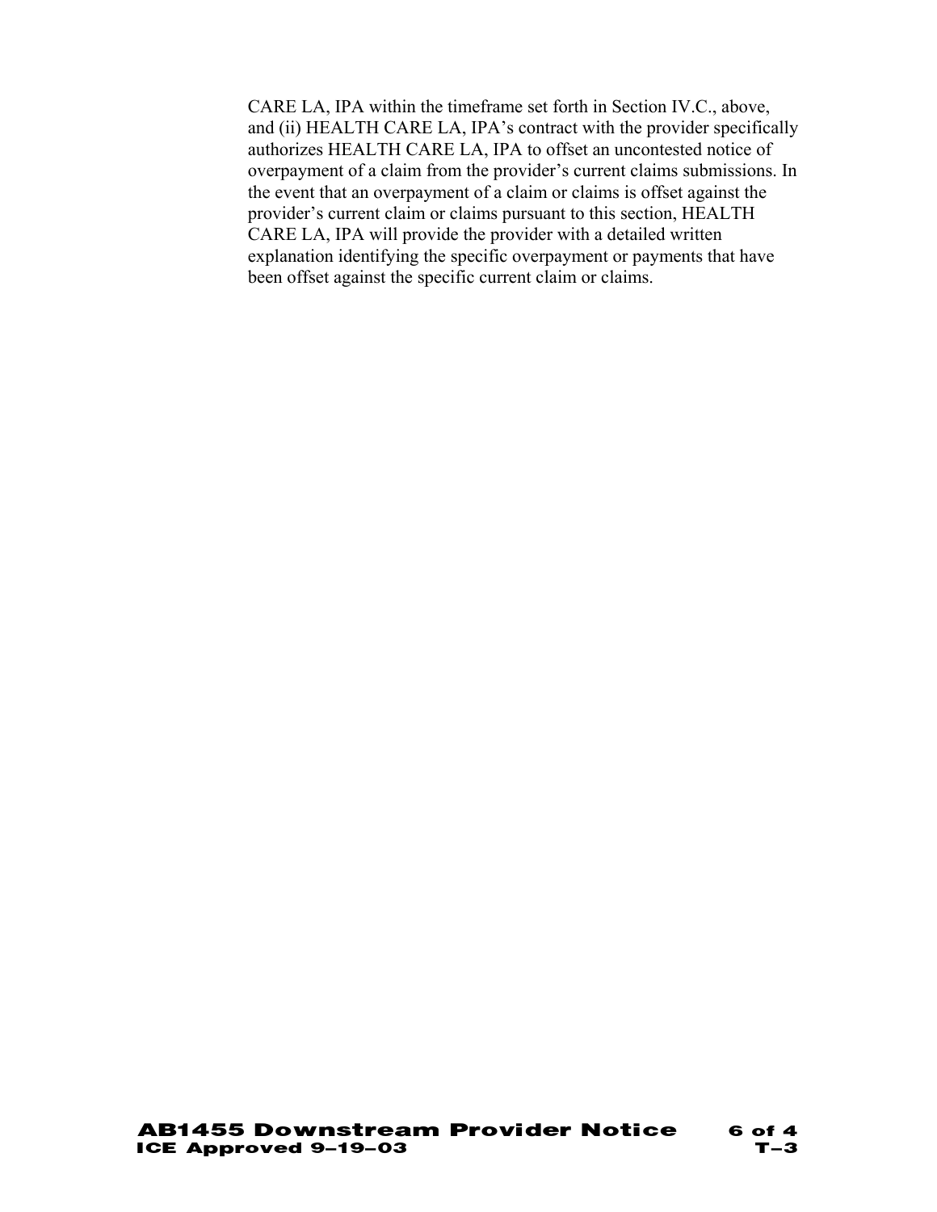CARE LA, IPA within the timeframe set forth in Section IV.C., above, and (ii) HEALTH CARE LA, IPA's contract with the provider specifically authorizes HEALTH CARE LA, IPA to offset an uncontested notice of overpayment of a claim from the provider's current claims submissions. In the event that an overpayment of a claim or claims is offset against the provider's current claim or claims pursuant to this section, HEALTH CARE LA, IPA will provide the provider with a detailed written explanation identifying the specific overpayment or payments that have been offset against the specific current claim or claims.